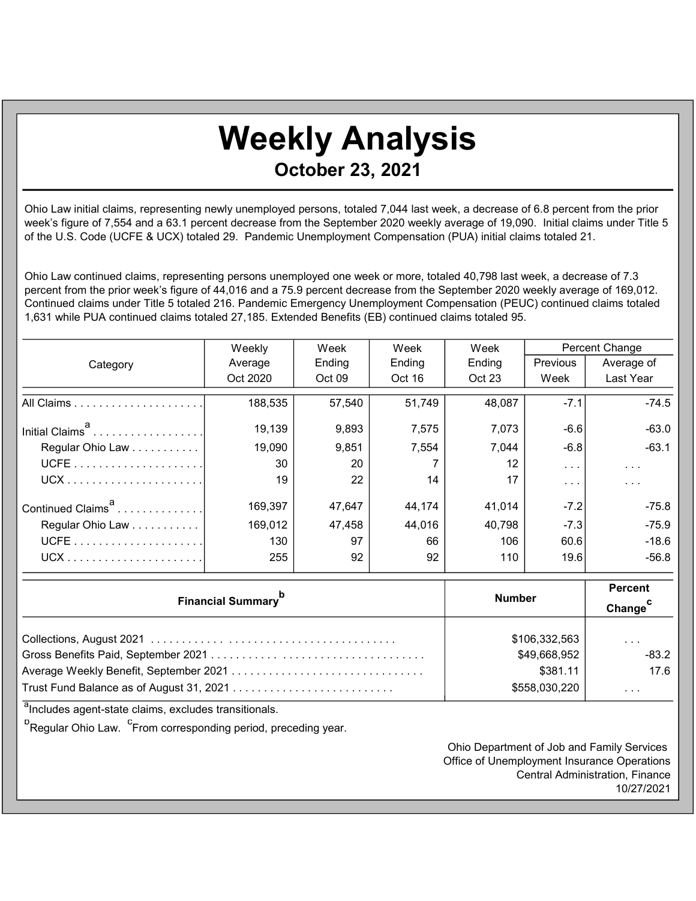# Weekly Analysis

## October 23, 2021

Ohio Law initial claims, representing newly unemployed persons, totaled 7,044 last week, a decrease of 6.8 percent from the prior week's figure of 7,554 and a 63.1 percent decrease from the September 2020 weekly average of 19,090. Initial claims under Title 5 of the U.S. Code (UCFE & UCX) totaled 29. Pandemic Unemployment Compensation (PUA) initial claims totaled 21.

Ohio Law continued claims, representing persons unemployed one week or more, totaled 40,798 last week, a decrease of 7.3 percent from the prior week's figure of 44,016 and a 75.9 percent decrease from the September 2020 weekly average of 169,012. Continued claims under Title 5 totaled 216. Pandemic Emergency Unemployment Compensation (PEUC) continued claims totaled 1,631 while PUA continued claims totaled 27,185. Extended Benefits (EB) continued claims totaled 95.

| Category | Weekly Average Oct 2020 | Week Ending Oct 09 | Week Ending Oct 16 | Week Ending Oct 23 | Percent Change | |
|---|---|---|---|---|---|---|
| | | | | | Previous Week | Average of Last Year |
| All Claims | 188,535 | 57,540 | 51,749 | 48,087 | -7.1 | -74.5 |
| Initial Claims[a] | 19,139 | 9,893 | 7,575 | 7,073 | -6.6 | -63.0 |
| Regular Ohio Law | 19,090 | 9,851 | 7,554 | 7,044 | -6.8 | -63.1 |
| UCFE | 30 | 20 | 7 | 12 | . . . | . . . |
| UCX | 19 | 22 | 14 | 17 | . . . | . . . |
| Continued Claims[a] | 169,397 | 47,647 | 44,174 | 41,014 | -7.2 | -75.8 |
| Regular Ohio Law | 169,012 | 47,458 | 44,016 | 40,798 | -7.3 | -75.9 |
| UCFE | 130 | 97 | 66 | 106 | 60.6 | -18.6 |
| UCX | 255 | 92 | 92 | 110 | 19.6 | -56.8 |

| Financial Summary[b] | Number | Percent Change[c] |
|---|---|---|
| Collections, August 2021 | $106,332,563 | . . . |
| Gross Benefits Paid, September 2021 | $49,668,952 | -83.2 |
| Average Weekly Benefit, September 2021 | $381.11 | 17.6 |
| Trust Fund Balance as of August 31, 2021 | $558,030,220 | . . . |

[a]Includes agent-state claims, excludes transitionals.

[b]Regular Ohio Law. [c]From corresponding period, preceding year.

Ohio Department of Job and Family Services
Office of Unemployment Insurance Operations
Central Administration, Finance
10/27/2021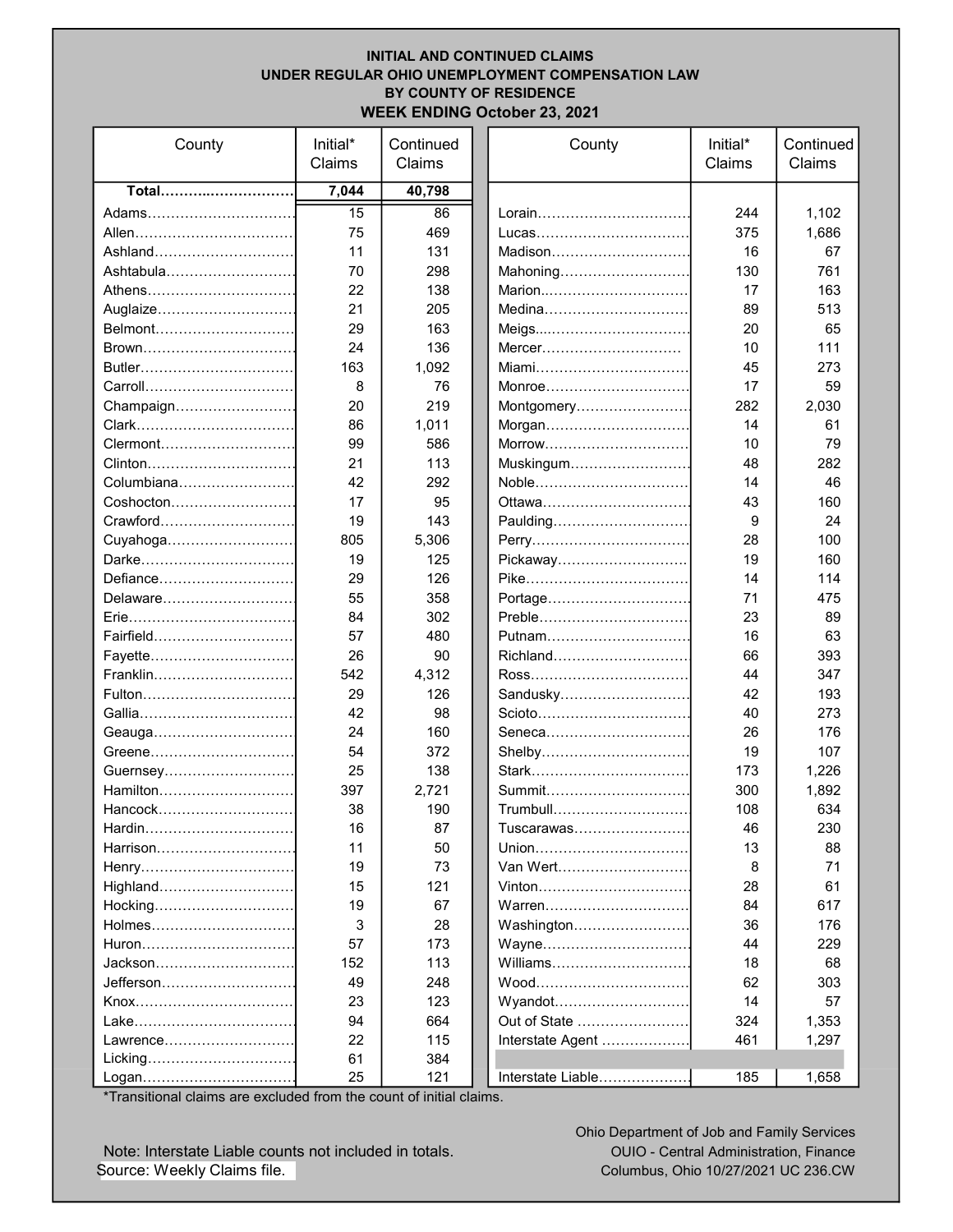## INITIAL AND CONTINUED CLAIMS
## UNDER REGULAR OHIO UNEMPLOYMENT COMPENSATION LAW
## BY COUNTY OF RESIDENCE
## WEEK ENDING October 23, 2021

| County | Initial* Claims | Continued Claims | County | Initial* Claims | Continued Claims |
|---|---|---|---|---|---|
| **Total** | **7,044** | **40,798** | | | |
| Adams | 15 | 86 | Lorain | 244 | 1,102 |
| Allen | 75 | 469 | Lucas | 375 | 1,686 |
| Ashland | 11 | 131 | Madison | 16 | 67 |
| Ashtabula | 70 | 298 | Mahoning | 130 | 761 |
| Athens | 22 | 138 | Marion | 17 | 163 |
| Auglaize | 21 | 205 | Medina | 89 | 513 |
| Belmont | 29 | 163 | Meigs | 20 | 65 |
| Brown | 24 | 136 | Mercer | 10 | 111 |
| Butler | 163 | 1,092 | Miami | 45 | 273 |
| Carroll | 8 | 76 | Monroe | 17 | 59 |
| Champaign | 20 | 219 | Montgomery | 282 | 2,030 |
| Clark | 86 | 1,011 | Morgan | 14 | 61 |
| Clermont | 99 | 586 | Morrow | 10 | 79 |
| Clinton | 21 | 113 | Muskingum | 48 | 282 |
| Columbiana | 42 | 292 | Noble | 14 | 46 |
| Coshocton | 17 | 95 | Ottawa | 43 | 160 |
| Crawford | 19 | 143 | Paulding | 9 | 24 |
| Cuyahoga | 805 | 5,306 | Perry | 28 | 100 |
| Darke | 19 | 125 | Pickaway | 19 | 160 |
| Defiance | 29 | 126 | Pike | 14 | 114 |
| Delaware | 55 | 358 | Portage | 71 | 475 |
| Erie | 84 | 302 | Preble | 23 | 89 |
| Fairfield | 57 | 480 | Putnam | 16 | 63 |
| Fayette | 26 | 90 | Richland | 66 | 393 |
| Franklin | 542 | 4,312 | Ross | 44 | 347 |
| Fulton | 29 | 126 | Sandusky | 42 | 193 |
| Gallia | 42 | 98 | Scioto | 40 | 273 |
| Geauga | 24 | 160 | Seneca | 26 | 176 |
| Greene | 54 | 372 | Shelby | 19 | 107 |
| Guernsey | 25 | 138 | Stark | 173 | 1,226 |
| Hamilton | 397 | 2,721 | Summit | 300 | 1,892 |
| Hancock | 38 | 190 | Trumbull | 108 | 634 |
| Hardin | 16 | 87 | Tuscarawas | 46 | 230 |
| Harrison | 11 | 50 | Union | 13 | 88 |
| Henry | 19 | 73 | Van Wert | 8 | 71 |
| Highland | 15 | 121 | Vinton | 28 | 61 |
| Hocking | 19 | 67 | Warren | 84 | 617 |
| Holmes | 3 | 28 | Washington | 36 | 176 |
| Huron | 57 | 173 | Wayne | 44 | 229 |
| Jackson | 152 | 113 | Williams | 18 | 68 |
| Jefferson | 49 | 248 | Wood | 62 | 303 |
| Knox | 23 | 123 | Wyandot | 14 | 57 |
| Lake | 94 | 664 | Out of State | 324 | 1,353 |
| Lawrence | 22 | 115 | Interstate Agent | 461 | 1,297 |
| Licking | 61 | 384 | | | |
| Logan | 25 | 121 | Interstate Liable | 185 | 1,658 |

*Transitional claims are excluded from the count of initial claims.

Note: Interstate Liable counts not included in totals.
Source: Weekly Claims file.

Ohio Department of Job and Family Services
OUIO - Central Administration, Finance
Columbus, Ohio 10/27/2021 UC 236.CW